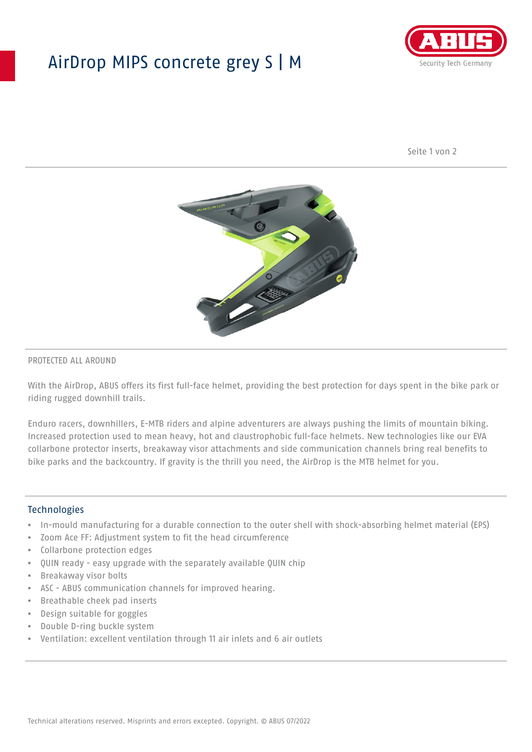# AirDrop MIPS concrete grey S | M

PROTECTED ALL AROUND

With the AirDrop, ABUS offers its first full-face helmet, providing the best protection for days spent in the bike park or riding rugged downhill trails.

Enduro racers, downhillers, E-MTB riders and alpine adventurers are always pushing the limits of mountain biking. Increased protection used to mean heavy, hot and claustrophobic full-face helmets. New technologies like our EVA collarbone protector inserts, breakaway visor attachments and side communication channels bring real benefits to bike parks and the backcountry. If gravity is the thrill you need, the AirDrop is the MTB helmet for you.

## Technologies

- In-mould manufacturing for a durable connection to the outer shell with shock-absorbing helmet material (EPS)
- Zoom Ace FF: Adjustment system to fit the head circumference
- Collarbone protection edges
- QUIN ready - easy upgrade with the separately available QUIN chip
- Breakaway visor bolts
- ASC - ABUS communication channels for improved hearing.
- Breathable cheek pad inserts
- Design suitable for goggles
- Double D-ring buckle system
- Ventilation: excellent ventilation through 11 air inlets and 6 air outlets

Technical alterations reserved. Misprints and errors excepted. Copyright. © ABUS 07/2022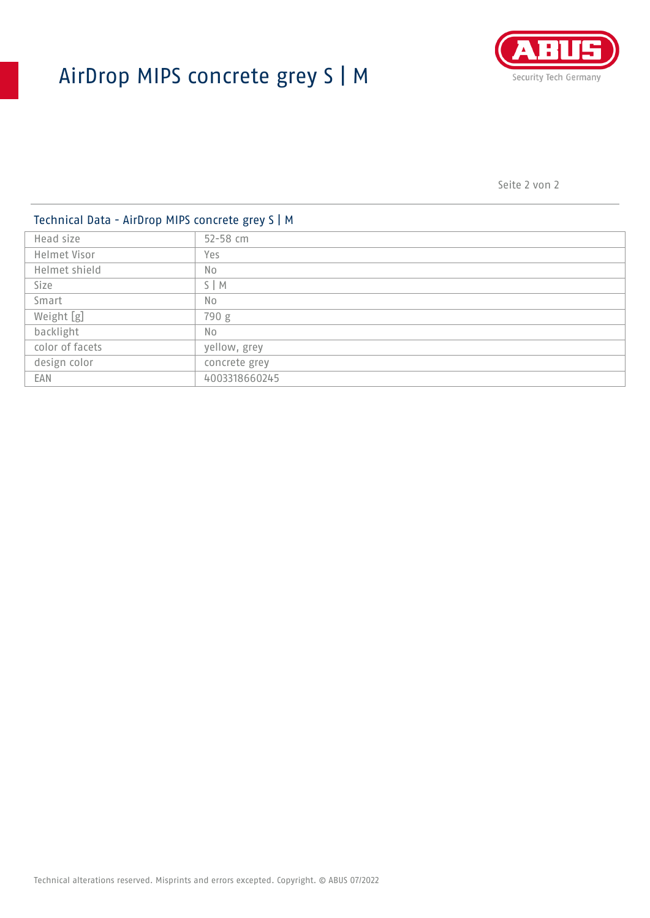# AirDrop MIPS concrete grey S | M

## Technical Data - AirDrop MIPS concrete grey S | M

| | |
|---|---|
| Head size | 52-58 cm |
| Helmet Visor | Yes |
| Helmet shield | No |
| Size | S \| M |
| Smart | No |
| Weight [g] | 790 g |
| backlight | No |
| color of facets | yellow, grey |
| design color | concrete grey |
| EAN | 4003318660245 |

Technical alterations reserved. Misprints and errors excepted. Copyright. © ABUS 07/2022